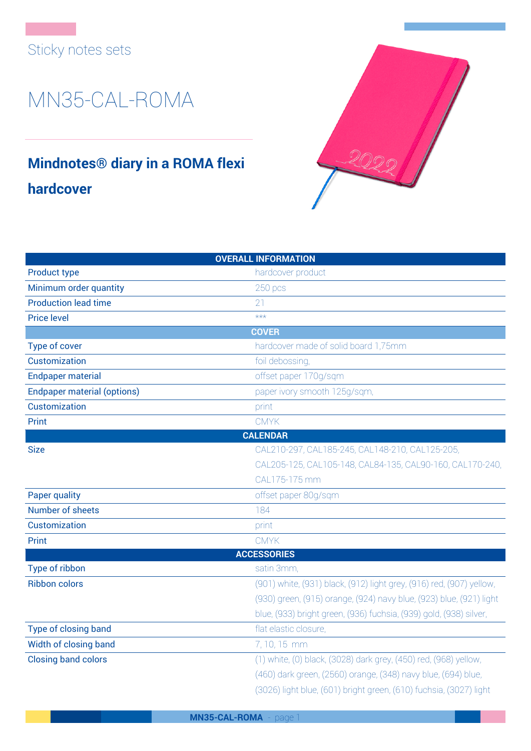Sticky notes sets

# MN35-CAL-ROMA

## Mindnotes® diary in a ROMA flexi hardcover

| OVERALL INFORMATION | |
|---|---|
| Product type | hardcover product |
| Minimum order quantity | 250 pcs |
| Production lead time | 21 |
| Price level | *** |
| **COVER** | |
| Type of cover | hardcover made of solid board 1,75mm |
| Customization | foil debossing, |
| Endpaper material | offset paper 170g/sqm |
| Endpaper material (options) | paper ivory smooth 125g/sqm, |
| Customization | print |
| Print | CMYK |
| **CALENDAR** | |
| Size | CAL210-297, CAL185-245, CAL148-210, CAL125-205, CAL205-125, CAL105-148, CAL84-135, CAL90-160, CAL170-240, CAL175-175 mm |
| Paper quality | offset paper 80g/sqm |
| Number of sheets | 184 |
| Customization | print |
| Print | CMYK |
| **ACCESSORIES** | |
| Type of ribbon | satin 3mm, |
| Ribbon colors | (901) white, (931) black, (912) light grey, (916) red, (907) yellow, (930) green, (915) orange, (924) navy blue, (923) blue, (921) light blue, (933) bright green, (936) fuchsia, (939) gold, (938) silver, |
| Type of closing band | flat elastic closure, |
| Width of closing band | 7, 10, 15 mm |
| Closing band colors | (1) white, (0) black, (3028) dark grey, (450) red, (968) yellow, (460) dark green, (2560) orange, (348) navy blue, (694) blue, (3026) light blue, (601) bright green, (610) fuchsia, (3027) light |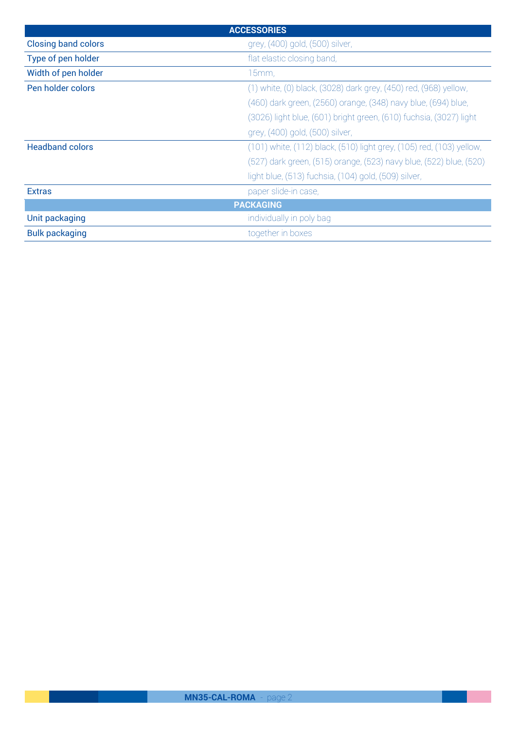| ACCESSORIES | |
|---|---|
| Closing band colors | grey, (400) gold, (500) silver, |
| Type of pen holder | flat elastic closing band, |
| Width of pen holder | 15mm, |
| Pen holder colors | (1) white, (0) black, (3028) dark grey, (450) red, (968) yellow, (460) dark green, (2560) orange, (348) navy blue, (694) blue, (3026) light blue, (601) bright green, (610) fuchsia, (3027) light grey, (400) gold, (500) silver, |
| Headband colors | (101) white, (112) black, (510) light grey, (105) red, (103) yellow, (527) dark green, (515) orange, (523) navy blue, (522) blue, (520) light blue, (513) fuchsia, (104) gold, (509) silver, |
| Extras | paper slide-in case, |
| **PACKAGING** | |
| Unit packaging | individually in poly bag |
| Bulk packaging | together in boxes |